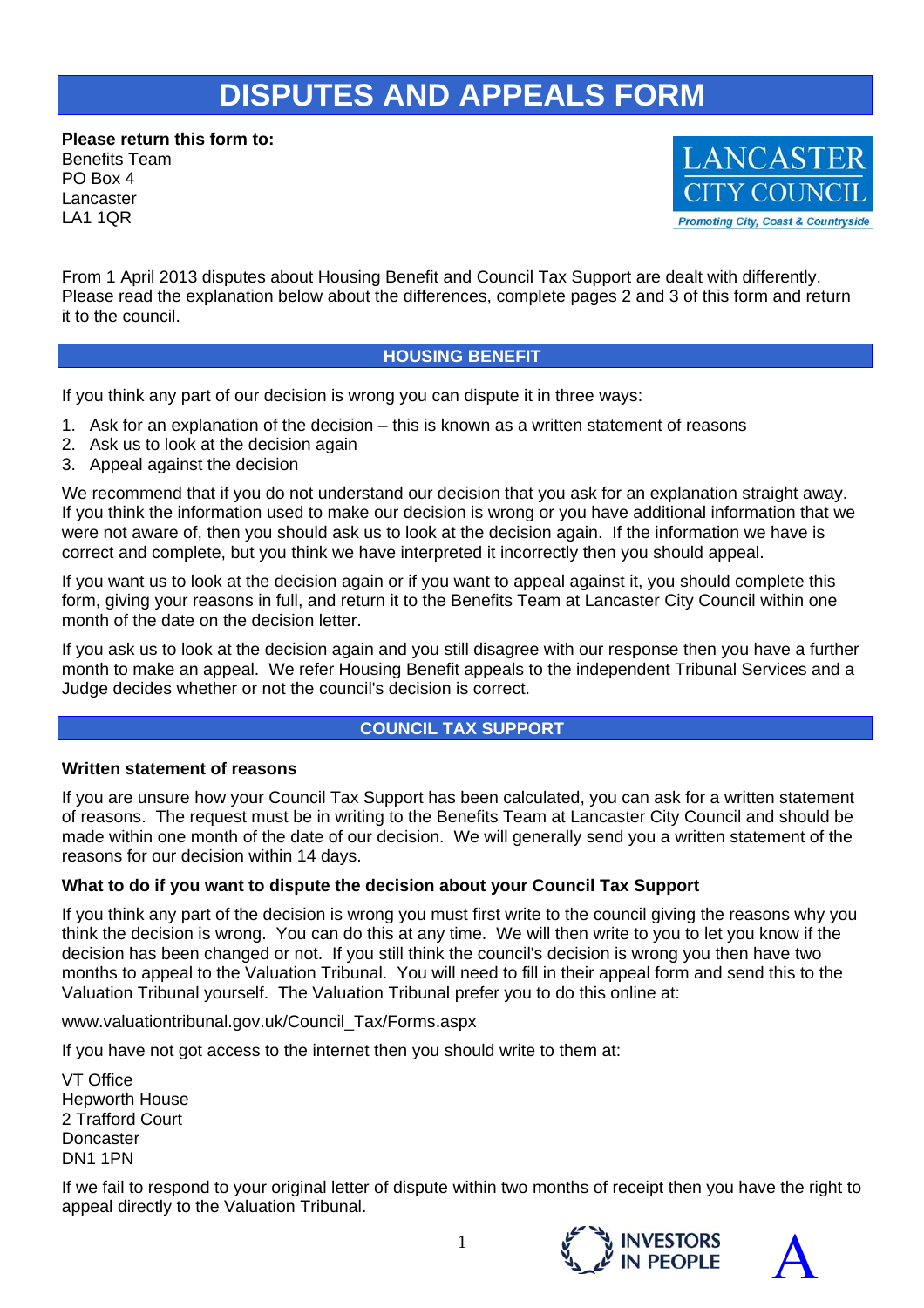# DISPUTES AND APPEALS FORM

**Please return this form to:**
Benefits Team
PO Box 4
Lancaster
LA1 1QR

LANCASTER CITY COUNCIL
*Promoting City, Coast & Countryside*

From 1 April 2013 disputes about Housing Benefit and Council Tax Support are dealt with differently. Please read the explanation below about the differences, complete pages 2 and 3 of this form and return it to the council.

## HOUSING BENEFIT

If you think any part of our decision is wrong you can dispute it in three ways:

1. Ask for an explanation of the decision – this is known as a written statement of reasons
2. Ask us to look at the decision again
3. Appeal against the decision

We recommend that if you do not understand our decision that you ask for an explanation straight away. If you think the information used to make our decision is wrong or you have additional information that we were not aware of, then you should ask us to look at the decision again. If the information we have is correct and complete, but you think we have interpreted it incorrectly then you should appeal.

If you want us to look at the decision again or if you want to appeal against it, you should complete this form, giving your reasons in full, and return it to the Benefits Team at Lancaster City Council within one month of the date on the decision letter.

If you ask us to look at the decision again and you still disagree with our response then you have a further month to make an appeal. We refer Housing Benefit appeals to the independent Tribunal Services and a Judge decides whether or not the council's decision is correct.

## COUNCIL TAX SUPPORT

**Written statement of reasons**

If you are unsure how your Council Tax Support has been calculated, you can ask for a written statement of reasons. The request must be in writing to the Benefits Team at Lancaster City Council and should be made within one month of the date of our decision. We will generally send you a written statement of the reasons for our decision within 14 days.

**What to do if you want to dispute the decision about your Council Tax Support**

If you think any part of the decision is wrong you must first write to the council giving the reasons why you think the decision is wrong. You can do this at any time. We will then write to you to let you know if the decision has been changed or not. If you still think the council's decision is wrong you then have two months to appeal to the Valuation Tribunal. You will need to fill in their appeal form and send this to the Valuation Tribunal yourself. The Valuation Tribunal prefer you to do this online at:

www.valuationtribunal.gov.uk/Council_Tax/Forms.aspx

If you have not got access to the internet then you should write to them at:

VT Office
Hepworth House
2 Trafford Court
Doncaster
DN1 1PN

If we fail to respond to your original letter of dispute within two months of receipt then you have the right to appeal directly to the Valuation Tribunal.

INVESTORS IN PEOPLE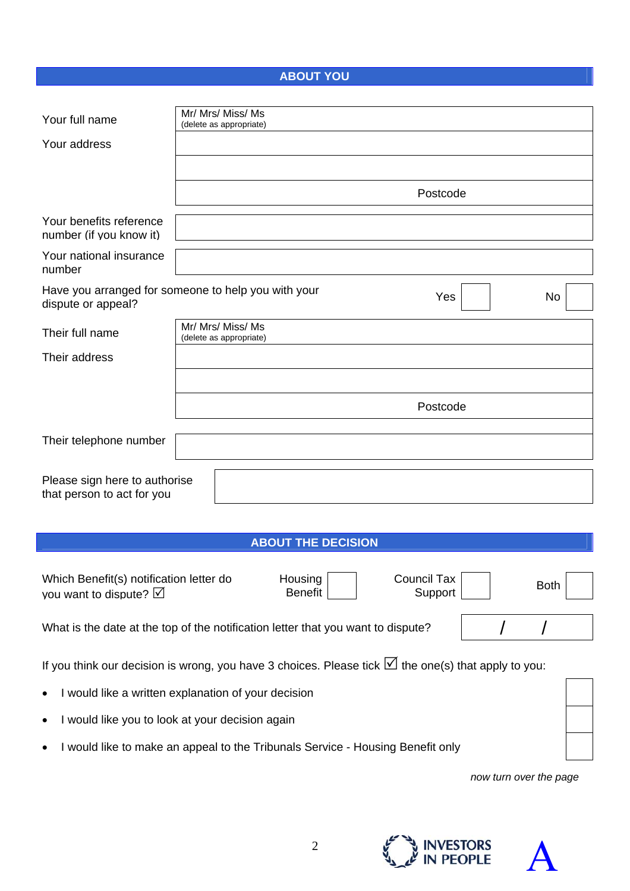## ABOUT YOU

| | |
|---|---|
| Your full name | Mr/ Mrs/ Miss/ Ms (delete as appropriate) |
| Your address | |
| | |
| | Postcode |
| Your benefits reference number (if you know it) | |
| Your national insurance number | |

Have you arranged for someone to help you with your dispute or appeal? Yes ☐ No ☐

| | |
|---|---|
| Their full name | Mr/ Mrs/ Miss/ Ms (delete as appropriate) |
| Their address | |
| | |
| | Postcode |
| Their telephone number | |

Please sign here to authorise that person to act for you ☐

## ABOUT THE DECISION

Which Benefit(s) notification letter do you want to dispute? ☑ Housing Benefit ☐ Council Tax Support ☐ Both ☐

What is the date at the top of the notification letter that you want to dispute? &nbsp;&nbsp;&nbsp; / &nbsp;&nbsp;&nbsp; /

If you think our decision is wrong, you have 3 choices. Please tick ☑ the one(s) that apply to you:

- I would like a written explanation of your decision ☐
- I would like you to look at your decision again ☐
- I would like to make an appeal to the Tribunals Service - Housing Benefit only ☐

*now turn over the page*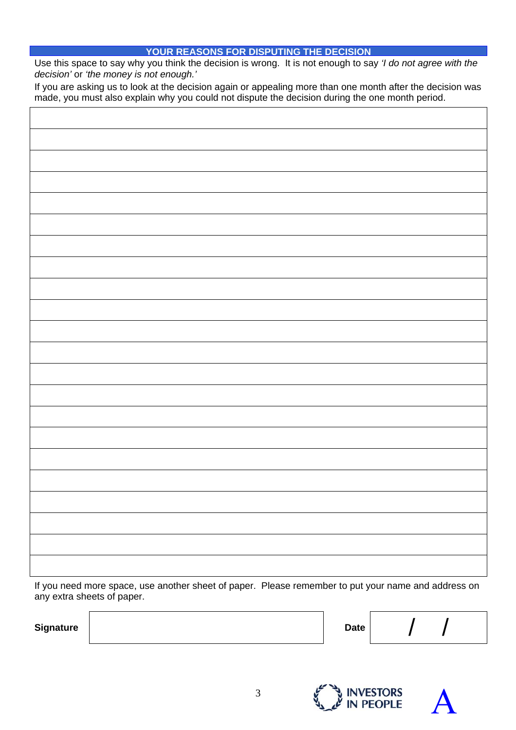## YOUR REASONS FOR DISPUTING THE DECISION

Use this space to say why you think the decision is wrong. It is not enough to say *'I do not agree with the decision'* or *'the money is not enough.'*

If you are asking us to look at the decision again or appealing more than one month after the decision was made, you must also explain why you could not dispute the decision during the one month period.

|  |
|---|
|  |
|  |
|  |
|  |
|  |
|  |
|  |
|  |
|  |
|  |
|  |
|  |
|  |
|  |
|  |
|  |
|  |
|  |
|  |
|  |
|  |

If you need more space, use another sheet of paper. Please remember to put your name and address on any extra sheets of paper.

| **Signature** |  | **Date** | / / |
|---|---|---|---|

INVESTORS IN PEOPLE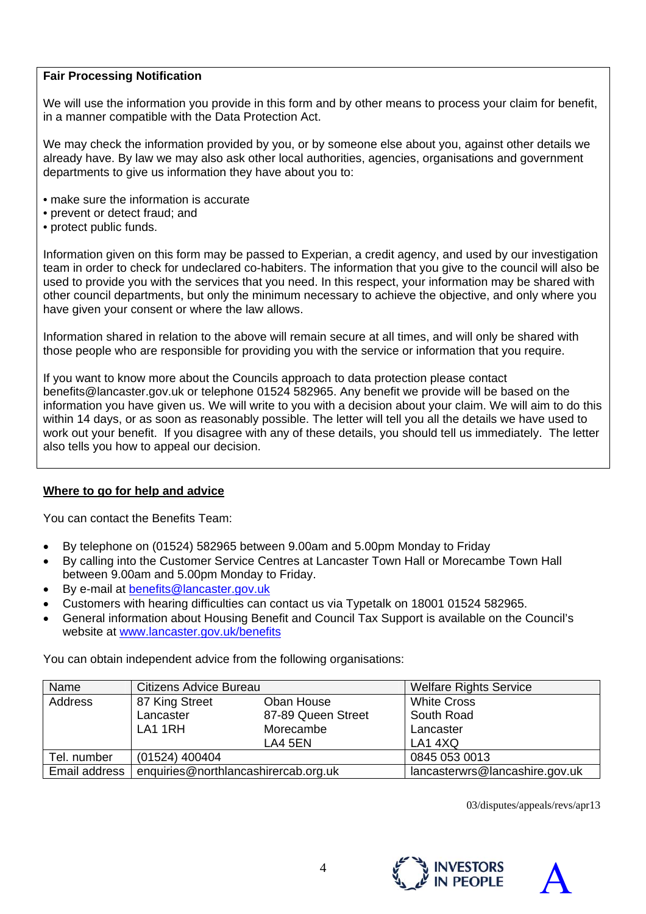**Fair Processing Notification**

We will use the information you provide in this form and by other means to process your claim for benefit, in a manner compatible with the Data Protection Act.

We may check the information provided by you, or by someone else about you, against other details we already have. By law we may also ask other local authorities, agencies, organisations and government departments to give us information they have about you to:

- make sure the information is accurate
- prevent or detect fraud; and
- protect public funds.

Information given on this form may be passed to Experian, a credit agency, and used by our investigation team in order to check for undeclared co-habiters. The information that you give to the council will also be used to provide you with the services that you need. In this respect, your information may be shared with other council departments, but only the minimum necessary to achieve the objective, and only where you have given your consent or where the law allows.

Information shared in relation to the above will remain secure at all times, and will only be shared with those people who are responsible for providing you with the service or information that you require.

If you want to know more about the Councils approach to data protection please contact benefits@lancaster.gov.uk or telephone 01524 582965. Any benefit we provide will be based on the information you have given us. We will write to you with a decision about your claim. We will aim to do this within 14 days, or as soon as reasonably possible. The letter will tell you all the details we have used to work out your benefit. If you disagree with any of these details, you should tell us immediately. The letter also tells you how to appeal our decision.

**Where to go for help and advice**

You can contact the Benefits Team:

- By telephone on (01524) 582965 between 9.00am and 5.00pm Monday to Friday
- By calling into the Customer Service Centres at Lancaster Town Hall or Morecambe Town Hall between 9.00am and 5.00pm Monday to Friday.
- By e-mail at benefits@lancaster.gov.uk
- Customers with hearing difficulties can contact us via Typetalk on 18001 01524 582965.
- General information about Housing Benefit and Council Tax Support is available on the Council's website at www.lancaster.gov.uk/benefits

You can obtain independent advice from the following organisations:

| Name | Citizens Advice Bureau | | Welfare Rights Service |
|---|---|---|---|
| Address | 87 King Street<br>Lancaster<br>LA1 1RH | Oban House<br>87-89 Queen Street<br>Morecambe<br>LA4 5EN | White Cross<br>South Road<br>Lancaster<br>LA1 4XQ |
| Tel. number | (01524) 400404 | | 0845 053 0013 |
| Email address | enquiries@northlancashirecab.org.uk | | lancasterwrs@lancashire.gov.uk |

03/disputes/appeals/revs/apr13